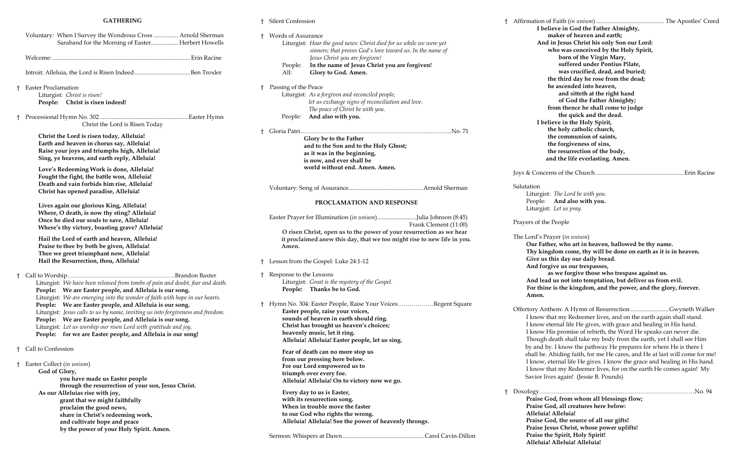## GATHERING

Voluntary: When I Survey the Wondrous Cross ................ Arnold Sherman
Saraband for the Morning of Easter.................. Herbert Howells

Welcome: ............................................................................................ Erin Racine

Introit: Alleluia, the Lord is Risen Indeed..................................... Ben Troxler

† Easter Proclamation
Liturgist: *Christ is risen!*
**People: Christ is risen indeed!**

† Processional Hymn No. 302 ............................................................. Easter Hymn
Christ the Lord is Risen Today

**Christ the Lord is risen today, Alleluia!**
**Earth and heaven in chorus say, Alleluia!**
**Raise your joys and triumphs high, Alleluia!**
**Sing, ye heavens, and earth reply, Alleluia!**

**Love's Redeeming Work is done, Alleluia!**
**Fought the fight, the battle won, Alleluia!**
**Death and vain forbids him rise, Alleluia!**
**Christ has opened paradise, Alleluia!**

**Lives again our glorious King, Alleluia!**
**Where, O death, is now thy sting? Alleluia!**
**Once he died our souls to save, Alleluia!**
**Where's thy victory, boasting grave? Alleluia!**

**Hail the Lord of earth and heaven, Alleluia!**
**Praise to thee by both be given, Alleluia!**
**Thee we greet triumphant now, Alleluia!**
**Hail the Resurrection, thou, Alleluia!**

† Call to Worship………………………………………………Brandon Baxter
Liturgist: *We have been released from tombs of pain and doubt, fear and death.*
**People: We are Easter people, and Alleluia is our song.**
Liturgist: *We are emerging into the wonder of faith with hope in our hearts.*
**People: We are Easter people, and Alleluia is our song.**
Liturgist: *Jesus calls to us by name, inviting us into forgiveness and freedom.*
**People: We are Easter people, and Alleluia is our song.**
Liturgist: *Let us worship our risen Lord with gratitude and joy,*
**People: for we are Easter people, and Alleluia is our song!**

† Call to Confession

† Easter Collect (*in unison*)
**God of Glory,**
**you have made us Easter people**
**through the resurrection of your son, Jesus Christ.**
**As our Alleluias rise with joy,**
**grant that we might faithfully**
**proclaim the good news,**
**share in Christ's redeeming work,**
**and cultivate hope and peace**
**by the power of your Holy Spirit. Amen.**

† Silent Confession

† Words of Assurance
Liturgist: *Hear the good news: Christ died for us while we were yet sinners; that proves God's love toward us. In the name of Jesus Christ you are forgiven!*
People: **In the name of Jesus Christ you are forgiven!**
All: **Glory to God. Amen.**

† Passing of the Peace
Liturgist: *As a forgiven and reconciled people,*
*let us exchange signs of reconciliation and love.*
*The peace of Christ be with you.*
People: **And also with you.**

† Gloria Patri…………………………………………………………..………..No. 71
**Glory be to the Father**
**and to the Son and to the Holy Ghost;**
**as it was in the beginning,**
**is now, and ever shall be**
**world without end. Amen. Amen.**

Voluntary: Song of Assurance................................................. Arnold Sherman

## PROCLAMATION AND RESPONSE

Easter Prayer for Illumination (*in unison*)..........................Julia Johnson (8:45)
Frank Clement (11:00)
**O risen Christ, open us to the power of your resurrection as we hear it proclaimed anew this day, that we too might rise to new life in you. Amen.**

† Lesson from the Gospel: Luke 24:1-12

† Response to the Lessons
Liturgist: *Great is the mystery of the Gospel.*
**People: Thanks be to God.**

† Hymn No. 304: Easter People, Raise Your Voices………………Regent Square
**Easter people, raise your voices,**
**sounds of heaven in earth should ring.**
**Christ has brought us heaven's choices;**
**heavenly music, let it ring.**
**Alleluia! Alleluia! Easter people, let us sing.**

**Fear of death can no more stop us**
**from our pressing here below.**
**For our Lord empowered us to**
**triumph over every foe.**
**Alleluia! Alleluia! On to victory now we go.**

**Every day to us is Easter,**
**with its resurrection song.**
**When in trouble move the faster**
**to our God who rights the wrong.**
**Alleluia! Alleluia! See the power of heavenly throngs.**

Sermon: Whispers at Dawn...................................................... Carol Cavin-Dillon

† Affirmation of Faith (*in unison*) ............................................ The Apostles' Creed
**I believe in God the Father Almighty,**
**maker of heaven and earth;**
**And in Jesus Christ his only Son our Lord:**
**who was conceived by the Holy Spirit,**
**born of the Virgin Mary,**
**suffered under Pontius Pilate,**
**was crucified, dead, and buried;**
**the third day he rose from the dead;**
**he ascended into heaven,**
**and sitteth at the right hand**
**of God the Father Almighty;**
**from thence he shall come to judge**
**the quick and the dead.**
**I believe in the Holy Spirit,**
**the holy catholic church,**
**the communion of saints,**
**the forgiveness of sins,**
**the resurrection of the body,**
**and the life everlasting. Amen.**

Joys & Concerns of the Church ............................................................ Erin Racine

Salutation
Liturgist: *The Lord be with you.*
People: **And also with you.**
Liturgist: *Let us pray.*

Prayers of the People

The Lord's Prayer (*in unison*)
**Our Father, who art in heaven, hallowed be thy name.**
**Thy kingdom come, thy will be done on earth as it is in heaven.**
**Give us this day our daily bread.**
**And forgive us our trespasses,**
**as we forgive those who trespass against us.**
**And lead us not into temptation, but deliver us from evil.**
**For thine is the kingdom, and the power, and the glory, forever.**
**Amen.**

Offertory Anthem: A Hymn of Resurrection .........................Gwyneth Walker
I know that my Redeemer lives, and on the earth again shall stand.
I know eternal life He gives, with grace and healing in His hand.
I know His promise of rebirth, the Word He speaks can never die.
Though death shall take my body from the earth, yet I shall see Him by and by. I know the pathway He prepares for where He is there I shall be. Abiding faith, for me He cares, and He at last will come for me!
I know, eternal life He gives. I know the grace and healing in His hand.
I know that my Redeemer lives, for on the earth He comes again! My Savior lives again! (Jessie B. Pounds)

† Doxology…………………………………………………………………….No. 94
**Praise God, from whom all blessings flow;**
**Praise God, all creatures here below:**
**Alleluia! Alleluia!**
**Praise God, the source of all our gifts!**
**Praise Jesus Christ, whose power uplifts!**
**Praise the Spirit, Holy Spirit!**
**Alleluia! Alleluia! Alleluia!**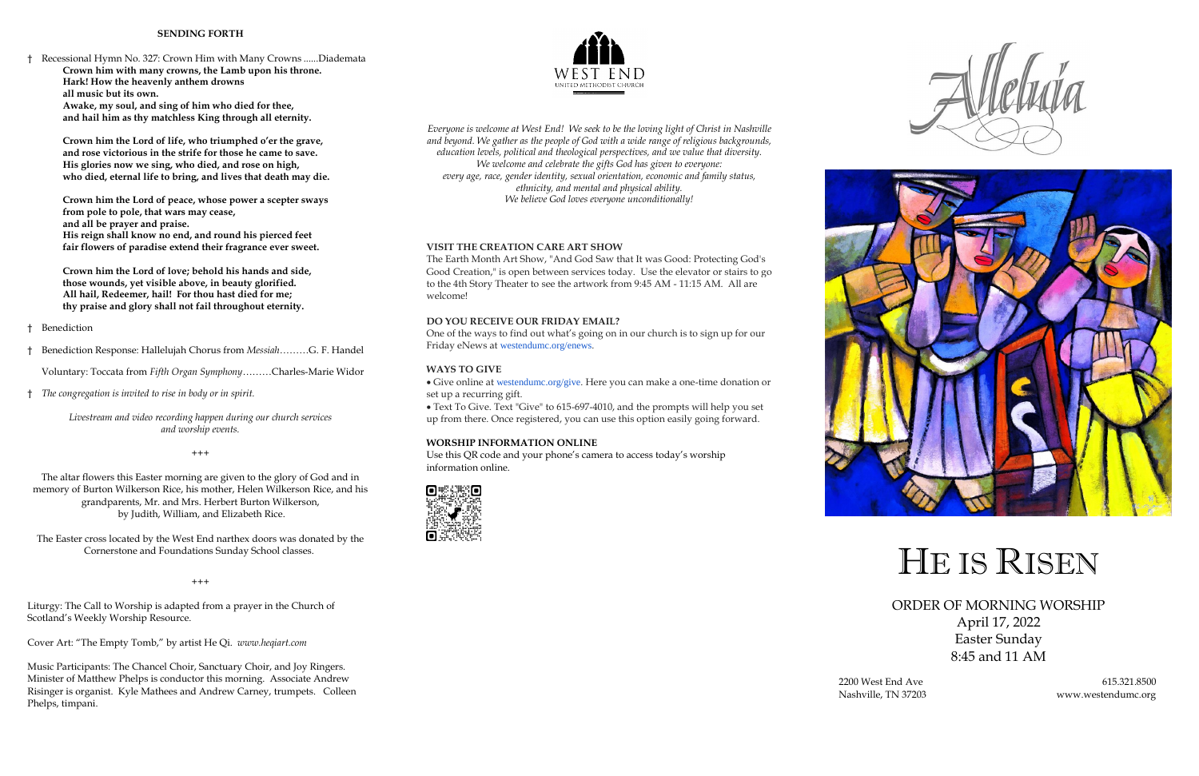## SENDING FORTH

† Recessional Hymn No. 327: Crown Him with Many Crowns ......Diademata

**Crown him with many crowns, the Lamb upon his throne.**
**Hark! How the heavenly anthem drowns**
**all music but its own.**
**Awake, my soul, and sing of him who died for thee,**
**and hail him as thy matchless King through all eternity.**

**Crown him the Lord of life, who triumphed o'er the grave,**
**and rose victorious in the strife for those he came to save.**
**His glories now we sing, who died, and rose on high,**
**who died, eternal life to bring, and lives that death may die.**

**Crown him the Lord of peace, whose power a scepter sways**
**from pole to pole, that wars may cease,**
**and all be prayer and praise.**
**His reign shall know no end, and round his pierced feet**
**fair flowers of paradise extend their fragrance ever sweet.**

**Crown him the Lord of love; behold his hands and side,**
**those wounds, yet visible above, in beauty glorified.**
**All hail, Redeemer, hail! For thou hast died for me;**
**thy praise and glory shall not fail throughout eternity.**

† Benediction

† Benediction Response: Hallelujah Chorus from *Messiah*.........G. F. Handel

Voluntary: Toccata from *Fifth Organ Symphony*.........Charles-Marie Widor

† *The congregation is invited to rise in body or in spirit.*

*Livestream and video recording happen during our church services and worship events.*

+++

The altar flowers this Easter morning are given to the glory of God and in memory of Burton Wilkerson Rice, his mother, Helen Wilkerson Rice, and his grandparents, Mr. and Mrs. Herbert Burton Wilkerson, by Judith, William, and Elizabeth Rice.

The Easter cross located by the West End narthex doors was donated by the Cornerstone and Foundations Sunday School classes.

+++

Liturgy: The Call to Worship is adapted from a prayer in the Church of Scotland's Weekly Worship Resource.

Cover Art: "The Empty Tomb," by artist He Qi. *www.heqiart.com*

Music Participants: The Chancel Choir, Sanctuary Choir, and Joy Ringers. Minister of Matthew Phelps is conductor this morning. Associate Andrew Risinger is organist. Kyle Mathees and Andrew Carney, trumpets. Colleen Phelps, timpani.

WEST END
UNITED METHODIST CHURCH

*Everyone is welcome at West End! We seek to be the loving light of Christ in Nashville and beyond. We gather as the people of God with a wide range of religious backgrounds, education levels, political and theological perspectives, and we value that diversity. We welcome and celebrate the gifts God has given to everyone: every age, race, gender identity, sexual orientation, economic and family status, ethnicity, and mental and physical ability. We believe God loves everyone unconditionally!*

### VISIT THE CREATION CARE ART SHOW

The Earth Month Art Show, "And God Saw that It was Good: Protecting God's Good Creation," is open between services today. Use the elevator or stairs to go to the 4th Story Theater to see the artwork from 9:45 AM - 11:15 AM. All are welcome!

### DO YOU RECEIVE OUR FRIDAY EMAIL?

One of the ways to find out what's going on in our church is to sign up for our Friday eNews at westendumc.org/enews.

### WAYS TO GIVE

- Give online at westendumc.org/give. Here you can make a one-time donation or set up a recurring gift.
- Text To Give. Text "Give" to 615-697-4010, and the prompts will help you set up from there. Once registered, you can use this option easily going forward.

### WORSHIP INFORMATION ONLINE

Use this QR code and your phone's camera to access today's worship information online.

Alleluia

# HE IS RISEN

ORDER OF MORNING WORSHIP
April 17, 2022
Easter Sunday
8:45 and 11 AM

2200 West End Ave
Nashville, TN 37203

615.321.8500
www.westendumc.org